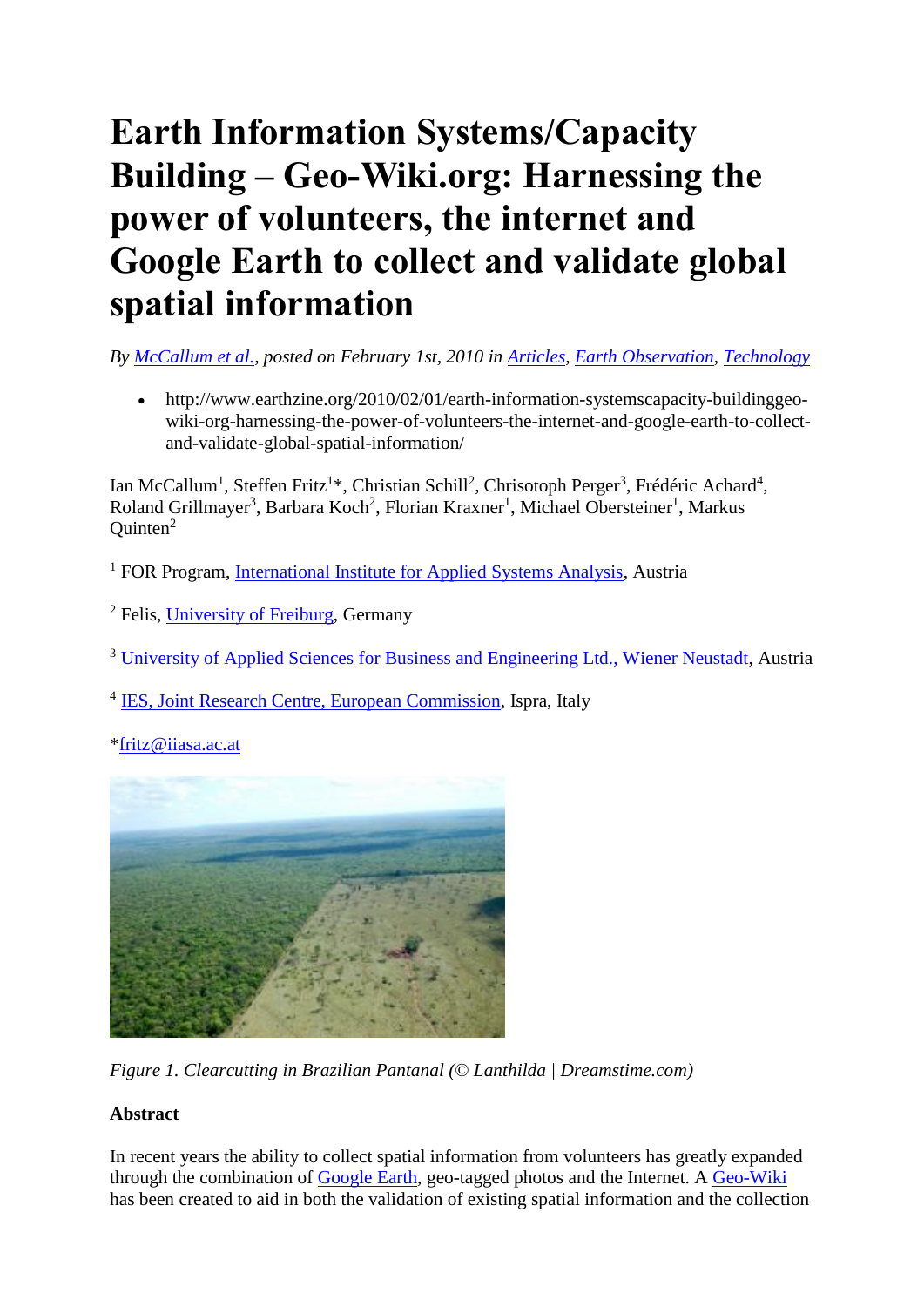# Earth Information Systems/Capacity Building – Geo-Wiki.org: Harnessing the power of volunteers, the internet and Google Earth to collect and validate global spatial information

*By McCallum et al., posted on February 1st, 2010 in Articles, Earth Observation, Technology*

- http://www.earthzine.org/2010/02/01/earth-information-systemscapacity-buildinggeo-wiki-org-harnessing-the-power-of-volunteers-the-internet-and-google-earth-to-collect-and-validate-global-spatial-information/

Ian McCallum[1], Steffen Fritz[1]*, Christian Schill[2], Chrisotoph Perger[3], Frédéric Achard[4], Roland Grillmayer[3], Barbara Koch[2], Florian Kraxner[1], Michael Obersteiner[1], Markus Quinten[2]

[1] FOR Program, International Institute for Applied Systems Analysis, Austria

[2] Felis, University of Freiburg, Germany

[3] University of Applied Sciences for Business and Engineering Ltd., Wiener Neustadt, Austria

[4] IES, Joint Research Centre, European Commission, Ispra, Italy

*fritz@iiasa.ac.at

*Figure 1. Clearcutting in Brazilian Pantanal (© Lanthilda | Dreamstime.com)*

**Abstract**

In recent years the ability to collect spatial information from volunteers has greatly expanded through the combination of Google Earth, geo-tagged photos and the Internet. A Geo-Wiki has been created to aid in both the validation of existing spatial information and the collection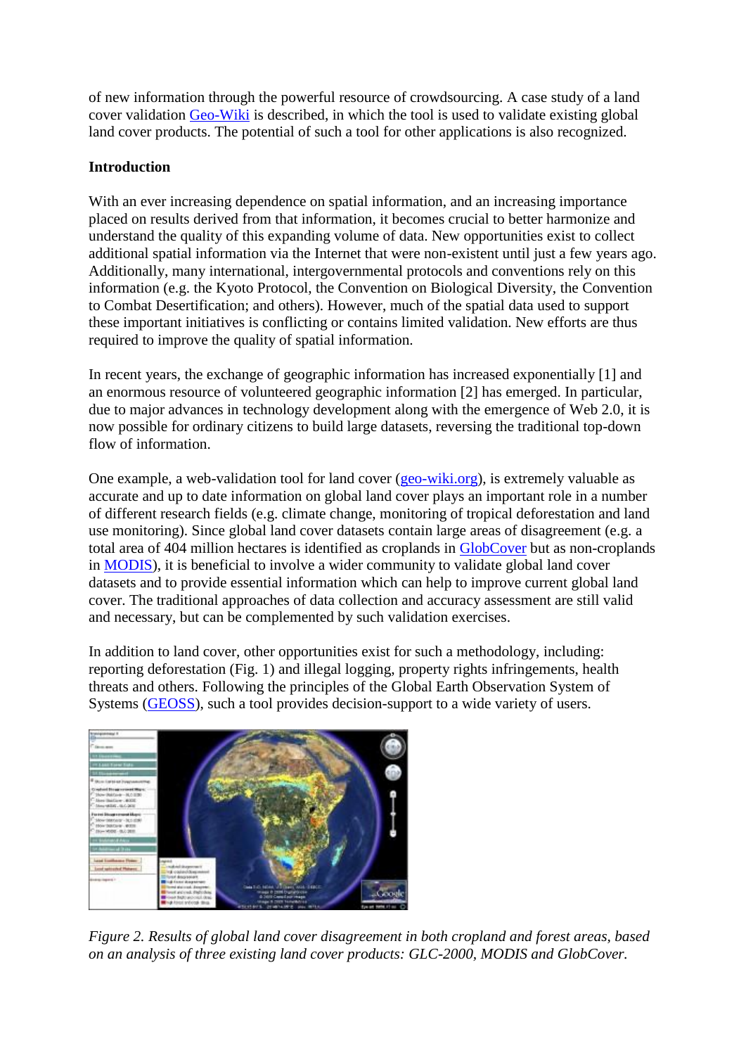of new information through the powerful resource of crowdsourcing. A case study of a land cover validation Geo-Wiki is described, in which the tool is used to validate existing global land cover products. The potential of such a tool for other applications is also recognized.

**Introduction**

With an ever increasing dependence on spatial information, and an increasing importance placed on results derived from that information, it becomes crucial to better harmonize and understand the quality of this expanding volume of data. New opportunities exist to collect additional spatial information via the Internet that were non-existent until just a few years ago. Additionally, many international, intergovernmental protocols and conventions rely on this information (e.g. the Kyoto Protocol, the Convention on Biological Diversity, the Convention to Combat Desertification; and others). However, much of the spatial data used to support these important initiatives is conflicting or contains limited validation. New efforts are thus required to improve the quality of spatial information.

In recent years, the exchange of geographic information has increased exponentially [1] and an enormous resource of volunteered geographic information [2] has emerged. In particular, due to major advances in technology development along with the emergence of Web 2.0, it is now possible for ordinary citizens to build large datasets, reversing the traditional top-down flow of information.

One example, a web-validation tool for land cover (geo-wiki.org), is extremely valuable as accurate and up to date information on global land cover plays an important role in a number of different research fields (e.g. climate change, monitoring of tropical deforestation and land use monitoring). Since global land cover datasets contain large areas of disagreement (e.g. a total area of 404 million hectares is identified as croplands in GlobCover but as non-croplands in MODIS), it is beneficial to involve a wider community to validate global land cover datasets and to provide essential information which can help to improve current global land cover. The traditional approaches of data collection and accuracy assessment are still valid and necessary, but can be complemented by such validation exercises.

In addition to land cover, other opportunities exist for such a methodology, including: reporting deforestation (Fig. 1) and illegal logging, property rights infringements, health threats and others. Following the principles of the Global Earth Observation System of Systems (GEOSS), such a tool provides decision-support to a wide variety of users.

*Figure 2. Results of global land cover disagreement in both cropland and forest areas, based on an analysis of three existing land cover products: GLC-2000, MODIS and GlobCover.*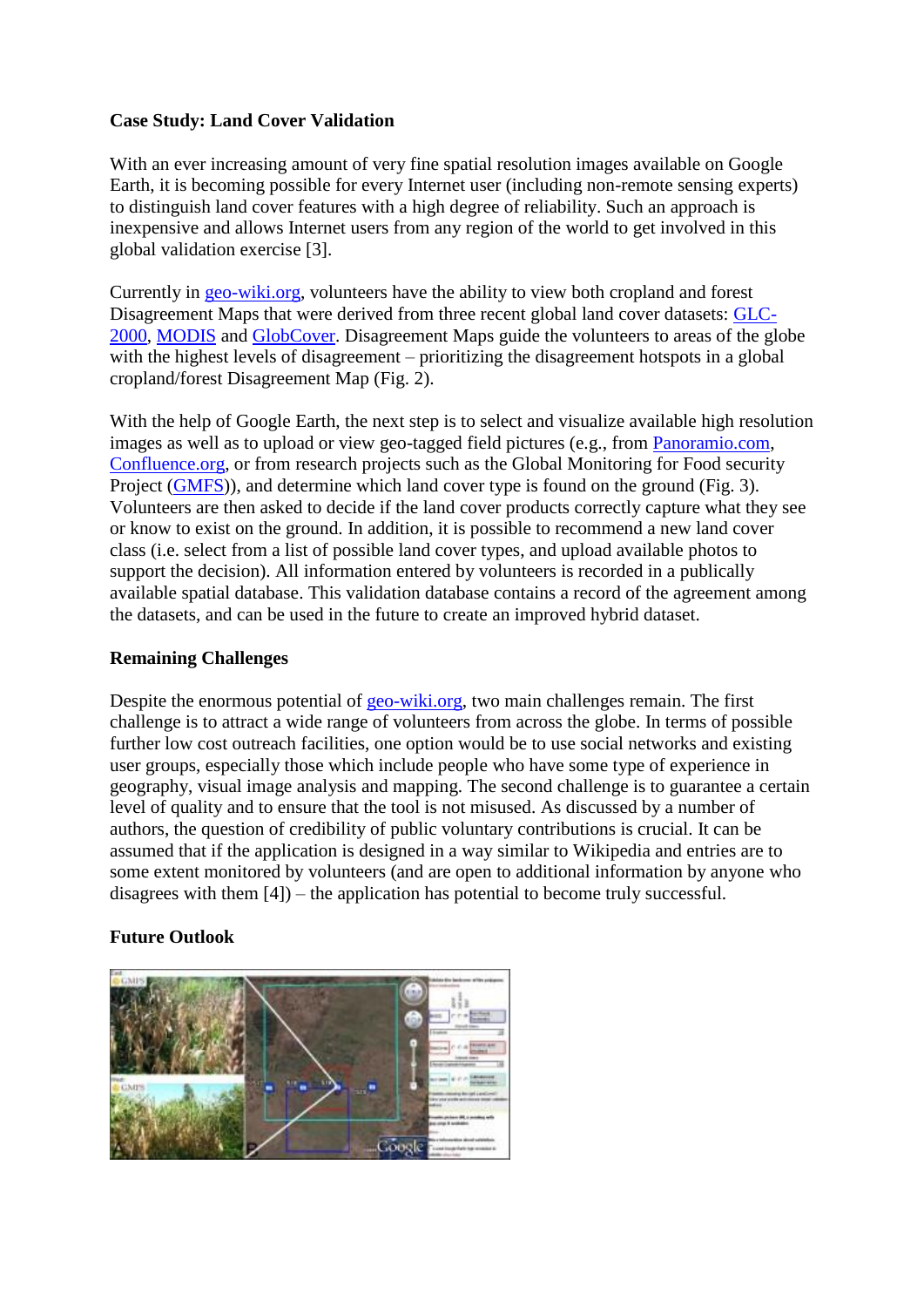**Case Study: Land Cover Validation**

With an ever increasing amount of very fine spatial resolution images available on Google Earth, it is becoming possible for every Internet user (including non-remote sensing experts) to distinguish land cover features with a high degree of reliability. Such an approach is inexpensive and allows Internet users from any region of the world to get involved in this global validation exercise [3].

Currently in geo-wiki.org, volunteers have the ability to view both cropland and forest Disagreement Maps that were derived from three recent global land cover datasets: GLC-2000, MODIS and GlobCover. Disagreement Maps guide the volunteers to areas of the globe with the highest levels of disagreement – prioritizing the disagreement hotspots in a global cropland/forest Disagreement Map (Fig. 2).

With the help of Google Earth, the next step is to select and visualize available high resolution images as well as to upload or view geo-tagged field pictures (e.g., from Panoramio.com, Confluence.org, or from research projects such as the Global Monitoring for Food security Project (GMFS)), and determine which land cover type is found on the ground (Fig. 3). Volunteers are then asked to decide if the land cover products correctly capture what they see or know to exist on the ground. In addition, it is possible to recommend a new land cover class (i.e. select from a list of possible land cover types, and upload available photos to support the decision). All information entered by volunteers is recorded in a publically available spatial database. This validation database contains a record of the agreement among the datasets, and can be used in the future to create an improved hybrid dataset.

**Remaining Challenges**

Despite the enormous potential of geo-wiki.org, two main challenges remain. The first challenge is to attract a wide range of volunteers from across the globe. In terms of possible further low cost outreach facilities, one option would be to use social networks and existing user groups, especially those which include people who have some type of experience in geography, visual image analysis and mapping. The second challenge is to guarantee a certain level of quality and to ensure that the tool is not misused. As discussed by a number of authors, the question of credibility of public voluntary contributions is crucial. It can be assumed that if the application is designed in a way similar to Wikipedia and entries are to some extent monitored by volunteers (and are open to additional information by anyone who disagrees with them [4]) – the application has potential to become truly successful.

**Future Outlook**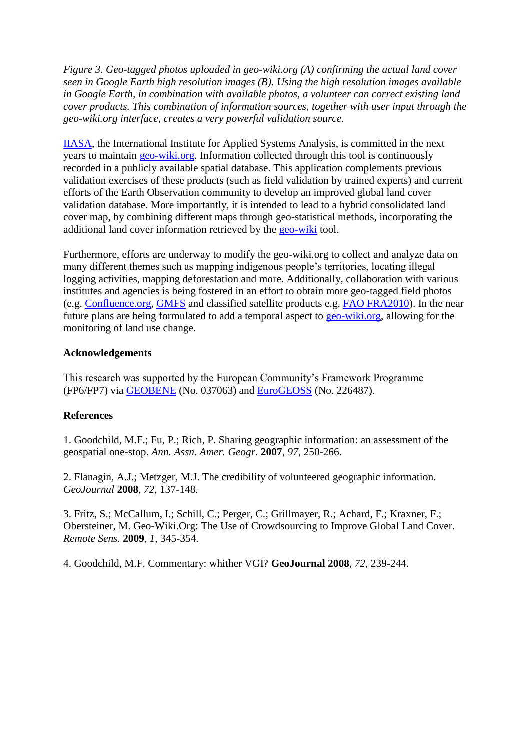*Figure 3. Geo-tagged photos uploaded in geo-wiki.org (A) confirming the actual land cover seen in Google Earth high resolution images (B). Using the high resolution images available in Google Earth, in combination with available photos, a volunteer can correct existing land cover products. This combination of information sources, together with user input through the geo-wiki.org interface, creates a very powerful validation source.*

IIASA, the International Institute for Applied Systems Analysis, is committed in the next years to maintain geo-wiki.org. Information collected through this tool is continuously recorded in a publicly available spatial database. This application complements previous validation exercises of these products (such as field validation by trained experts) and current efforts of the Earth Observation community to develop an improved global land cover validation database. More importantly, it is intended to lead to a hybrid consolidated land cover map, by combining different maps through geo-statistical methods, incorporating the additional land cover information retrieved by the geo-wiki tool.

Furthermore, efforts are underway to modify the geo-wiki.org to collect and analyze data on many different themes such as mapping indigenous people's territories, locating illegal logging activities, mapping deforestation and more. Additionally, collaboration with various institutes and agencies is being fostered in an effort to obtain more geo-tagged field photos (e.g. Confluence.org, GMFS and classified satellite products e.g. FAO FRA2010). In the near future plans are being formulated to add a temporal aspect to geo-wiki.org, allowing for the monitoring of land use change.

**Acknowledgements**

This research was supported by the European Community's Framework Programme (FP6/FP7) via GEOBENE (No. 037063) and EuroGEOSS (No. 226487).

**References**

1. Goodchild, M.F.; Fu, P.; Rich, P. Sharing geographic information: an assessment of the geospatial one-stop. *Ann. Assn. Amer. Geogr.* **2007**, *97*, 250-266.

2. Flanagin, A.J.; Metzger, M.J. The credibility of volunteered geographic information. *GeoJournal* **2008**, *72*, 137-148.

3. Fritz, S.; McCallum, I.; Schill, C.; Perger, C.; Grillmayer, R.; Achard, F.; Kraxner, F.; Obersteiner, M. Geo-Wiki.Org: The Use of Crowdsourcing to Improve Global Land Cover. *Remote Sens.* **2009**, *1*, 345-354.

4. Goodchild, M.F. Commentary: whither VGI? **GeoJournal 2008**, *72*, 239-244.